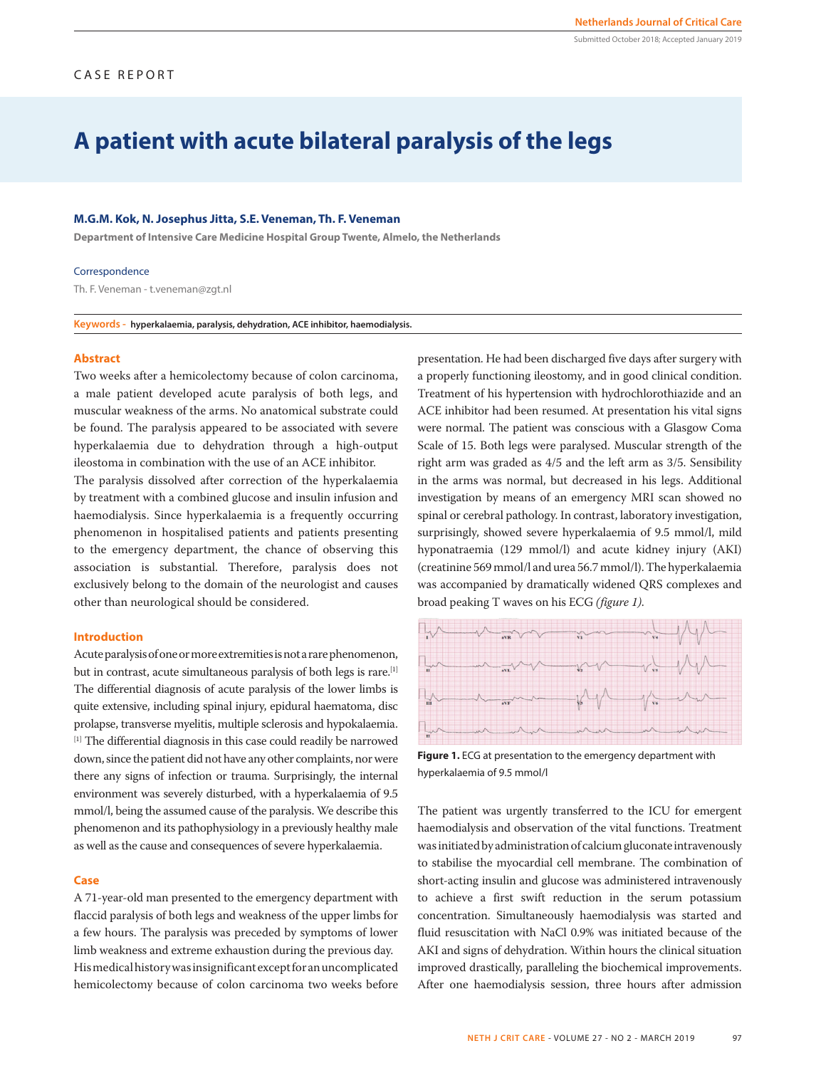CASE REPORT

# A patient with acute bilateral paralysis of the legs

**M.G.M. Kok, N. Josephus Jitta, S.E. Veneman, Th. F. Veneman**

**Department of Intensive Care Medicine Hospital Group Twente, Almelo, the Netherlands**

Correspondence

Th. F. Veneman - t.veneman@zgt.nl

Submitted October 2018; Accepted January 2019

**Keywords -** **hyperkalaemia, paralysis, dehydration, ACE inhibitor, haemodialysis.**

## Abstract

Two weeks after a hemicolectomy because of colon carcinoma, a male patient developed acute paralysis of both legs, and muscular weakness of the arms. No anatomical substrate could be found. The paralysis appeared to be associated with severe hyperkalaemia due to dehydration through a high-output ileostoma in combination with the use of an ACE inhibitor.

The paralysis dissolved after correction of the hyperkalaemia by treatment with a combined glucose and insulin infusion and haemodialysis. Since hyperkalaemia is a frequently occurring phenomenon in hospitalised patients and patients presenting to the emergency department, the chance of observing this association is substantial. Therefore, paralysis does not exclusively belong to the domain of the neurologist and causes other than neurological should be considered.

## Introduction

Acute paralysis of one or more extremities is not a rare phenomenon, but in contrast, acute simultaneous paralysis of both legs is rare.[1] The differential diagnosis of acute paralysis of the lower limbs is quite extensive, including spinal injury, epidural haematoma, disc prolapse, transverse myelitis, multiple sclerosis and hypokalaemia.[1] The differential diagnosis in this case could readily be narrowed down, since the patient did not have any other complaints, nor were there any signs of infection or trauma. Surprisingly, the internal environment was severely disturbed, with a hyperkalaemia of 9.5 mmol/l, being the assumed cause of the paralysis. We describe this phenomenon and its pathophysiology in a previously healthy male as well as the cause and consequences of severe hyperkalaemia.

## Case

A 71-year-old man presented to the emergency department with flaccid paralysis of both legs and weakness of the upper limbs for a few hours. The paralysis was preceded by symptoms of lower limb weakness and extreme exhaustion during the previous day. His medical history was insignificant except for an uncomplicated hemicolectomy because of colon carcinoma two weeks before presentation. He had been discharged five days after surgery with a properly functioning ileostomy, and in good clinical condition. Treatment of his hypertension with hydrochlorothiazide and an ACE inhibitor had been resumed. At presentation his vital signs were normal. The patient was conscious with a Glasgow Coma Scale of 15. Both legs were paralysed. Muscular strength of the right arm was graded as 4/5 and the left arm as 3/5. Sensibility in the arms was normal, but decreased in his legs. Additional investigation by means of an emergency MRI scan showed no spinal or cerebral pathology. In contrast, laboratory investigation, surprisingly, showed severe hyperkalaemia of 9.5 mmol/l, mild hyponatraemia (129 mmol/l) and acute kidney injury (AKI) (creatinine 569 mmol/l and urea 56.7 mmol/l). The hyperkalaemia was accompanied by dramatically widened QRS complexes and broad peaking T waves on his ECG *(figure 1)*.

**Figure 1.** ECG at presentation to the emergency department with hyperkalaemia of 9.5 mmol/l

The patient was urgently transferred to the ICU for emergent haemodialysis and observation of the vital functions. Treatment was initiated by administration of calcium gluconate intravenously to stabilise the myocardial cell membrane. The combination of short-acting insulin and glucose was administered intravenously to achieve a first swift reduction in the serum potassium concentration. Simultaneously haemodialysis was started and fluid resuscitation with NaCl 0.9% was initiated because of the AKI and signs of dehydration. Within hours the clinical situation improved drastically, paralleling the biochemical improvements. After one haemodialysis session, three hours after admission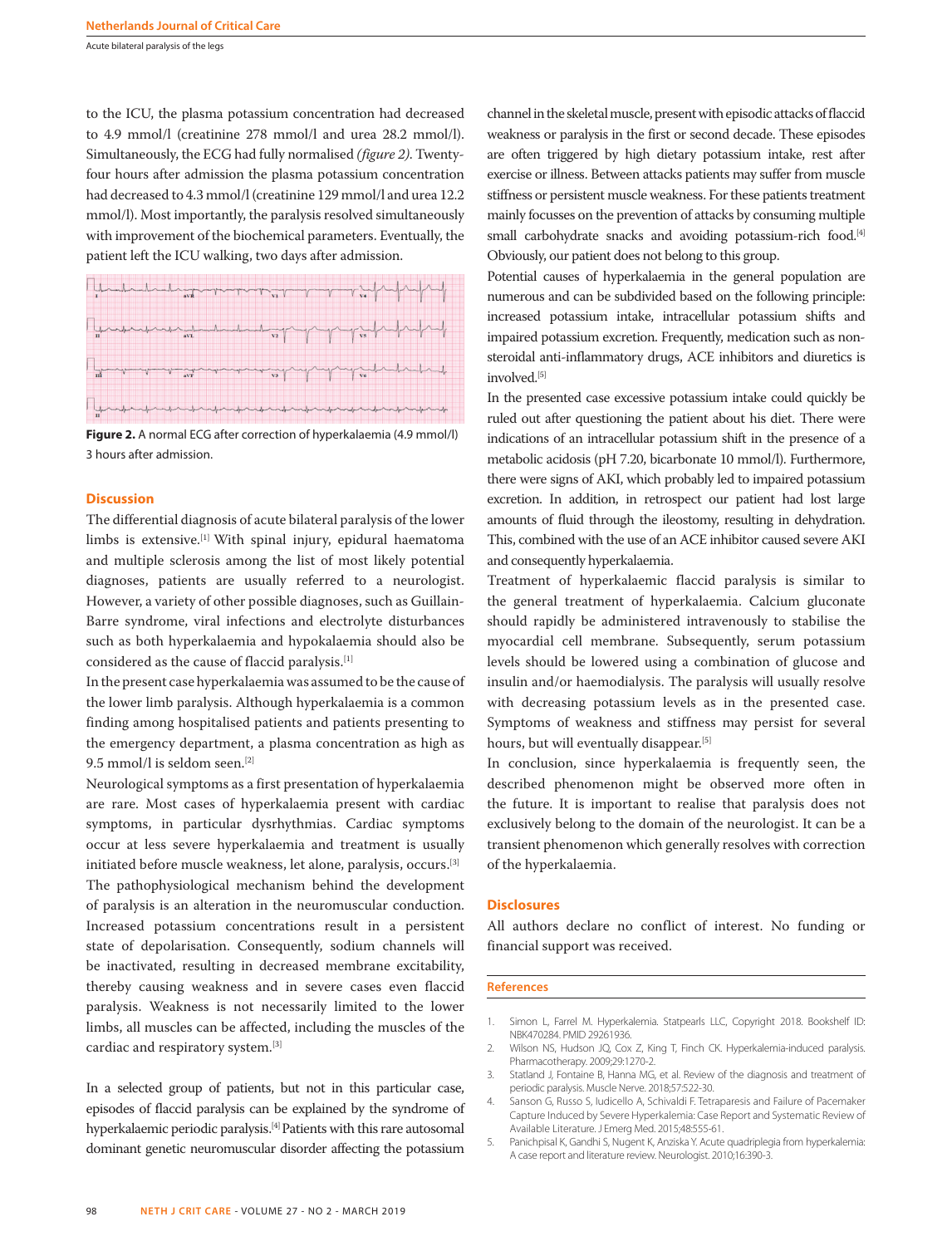to the ICU, the plasma potassium concentration had decreased to 4.9 mmol/l (creatinine 278 mmol/l and urea 28.2 mmol/l). Simultaneously, the ECG had fully normalised *(figure 2)*. Twenty-four hours after admission the plasma potassium concentration had decreased to 4.3 mmol/l (creatinine 129 mmol/l and urea 12.2 mmol/l). Most importantly, the paralysis resolved simultaneously with improvement of the biochemical parameters. Eventually, the patient left the ICU walking, two days after admission.

**Figure 2.** A normal ECG after correction of hyperkalaemia (4.9 mmol/l) 3 hours after admission.

## Discussion

The differential diagnosis of acute bilateral paralysis of the lower limbs is extensive.[1] With spinal injury, epidural haematoma and multiple sclerosis among the list of most likely potential diagnoses, patients are usually referred to a neurologist. However, a variety of other possible diagnoses, such as Guillain-Barre syndrome, viral infections and electrolyte disturbances such as both hyperkalaemia and hypokalaemia should also be considered as the cause of flaccid paralysis.[1]

In the present case hyperkalaemia was assumed to be the cause of the lower limb paralysis. Although hyperkalaemia is a common finding among hospitalised patients and patients presenting to the emergency department, a plasma concentration as high as 9.5 mmol/l is seldom seen.[2]

Neurological symptoms as a first presentation of hyperkalaemia are rare. Most cases of hyperkalaemia present with cardiac symptoms, in particular dysrhythmias. Cardiac symptoms occur at less severe hyperkalaemia and treatment is usually initiated before muscle weakness, let alone, paralysis, occurs.[3]

The pathophysiological mechanism behind the development of paralysis is an alteration in the neuromuscular conduction. Increased potassium concentrations result in a persistent state of depolarisation. Consequently, sodium channels will be inactivated, resulting in decreased membrane excitability, thereby causing weakness and in severe cases even flaccid paralysis. Weakness is not necessarily limited to the lower limbs, all muscles can be affected, including the muscles of the cardiac and respiratory system.[3]

In a selected group of patients, but not in this particular case, episodes of flaccid paralysis can be explained by the syndrome of hyperkalaemic periodic paralysis.[4] Patients with this rare autosomal dominant genetic neuromuscular disorder affecting the potassium channel in the skeletal muscle, present with episodic attacks of flaccid weakness or paralysis in the first or second decade. These episodes are often triggered by high dietary potassium intake, rest after exercise or illness. Between attacks patients may suffer from muscle stiffness or persistent muscle weakness. For these patients treatment mainly focusses on the prevention of attacks by consuming multiple small carbohydrate snacks and avoiding potassium-rich food.[4] Obviously, our patient does not belong to this group.

Potential causes of hyperkalaemia in the general population are numerous and can be subdivided based on the following principle: increased potassium intake, intracellular potassium shifts and impaired potassium excretion. Frequently, medication such as non-steroidal anti-inflammatory drugs, ACE inhibitors and diuretics is involved.[5]

In the presented case excessive potassium intake could quickly be ruled out after questioning the patient about his diet. There were indications of an intracellular potassium shift in the presence of a metabolic acidosis (pH 7.20, bicarbonate 10 mmol/l). Furthermore, there were signs of AKI, which probably led to impaired potassium excretion. In addition, in retrospect our patient had lost large amounts of fluid through the ileostomy, resulting in dehydration. This, combined with the use of an ACE inhibitor caused severe AKI and consequently hyperkalaemia.

Treatment of hyperkalaemic flaccid paralysis is similar to the general treatment of hyperkalaemia. Calcium gluconate should rapidly be administered intravenously to stabilise the myocardial cell membrane. Subsequently, serum potassium levels should be lowered using a combination of glucose and insulin and/or haemodialysis. The paralysis will usually resolve with decreasing potassium levels as in the presented case. Symptoms of weakness and stiffness may persist for several hours, but will eventually disappear.[5]

In conclusion, since hyperkalaemia is frequently seen, the described phenomenon might be observed more often in the future. It is important to realise that paralysis does not exclusively belong to the domain of the neurologist. It can be a transient phenomenon which generally resolves with correction of the hyperkalaemia.

## Disclosures

All authors declare no conflict of interest. No funding or financial support was received.

## References

1. Simon L, Farrel M. Hyperkalemia. Statpearls LLC, Copyright 2018. Bookshelf ID: NBK470284. PMID 29261936.
2. Wilson NS, Hudson JQ, Cox Z, King T, Finch CK. Hyperkalemia-induced paralysis. Pharmacotherapy. 2009;29:1270-2.
3. Statland J, Fontaine B, Hanna MG, et al. Review of the diagnosis and treatment of periodic paralysis. Muscle Nerve. 2018;57:522-30.
4. Sanson G, Russo S, Iudicello A, Schivaldi F. Tetraparesis and Failure of Pacemaker Capture Induced by Severe Hyperkalemia: Case Report and Systematic Review of Available Literature. J Emerg Med. 2015;48:555-61.
5. Panichpisal K, Gandhi S, Nugent K, Anziska Y. Acute quadriplegia from hyperkalemia: A case report and literature review. Neurologist. 2010;16:390-3.